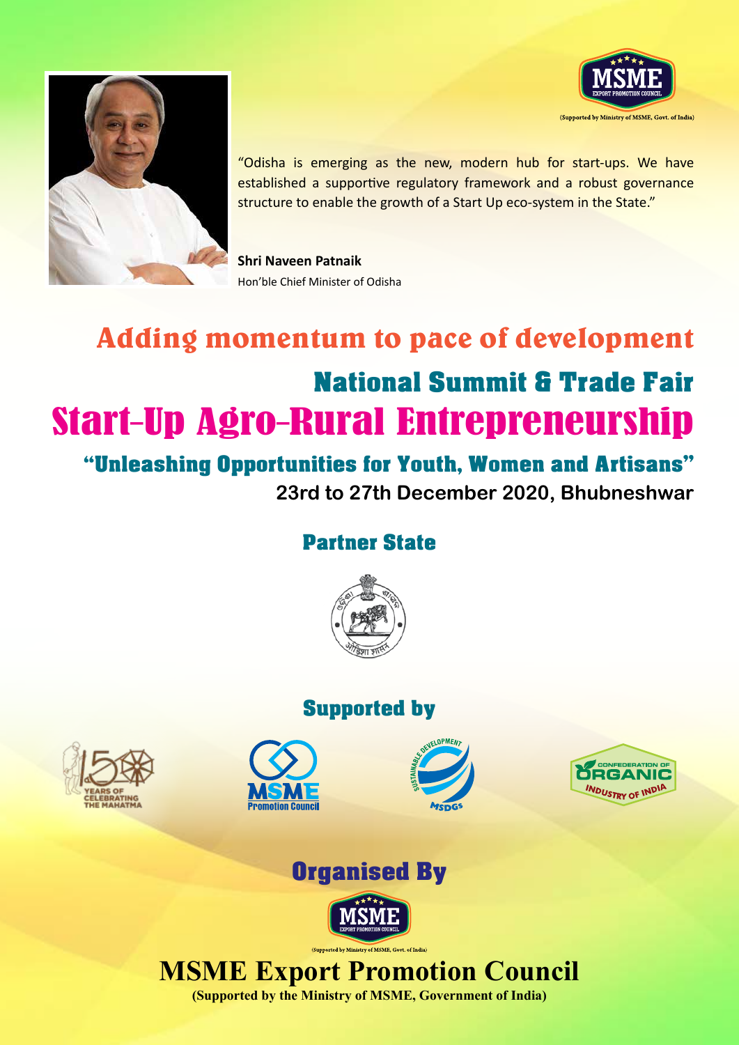(Supported by Ministry of MSME, Govt. of India)

"Odisha is emerging as the new, modern hub for start-ups. We have established a supportive regulatory framework and a robust governance structure to enable the growth of a Start Up eco-system in the State."

**Shri Naveen Patnaik**
Hon'ble Chief Minister of Odisha

# Adding momentum to pace of development

## National Summit & Trade Fair

# Start-Up Agro-Rural Entrepreneurship

## "Unleashing Opportunities for Youth, Women and Artisans"

**23rd to 27th December 2020, Bhubneshwar**

## Partner State

## Supported by

## Organised By

(Supported by Ministry of MSME, Govt. of India)

# MSME Export Promotion Council

**(Supported by the Ministry of MSME, Government of India)**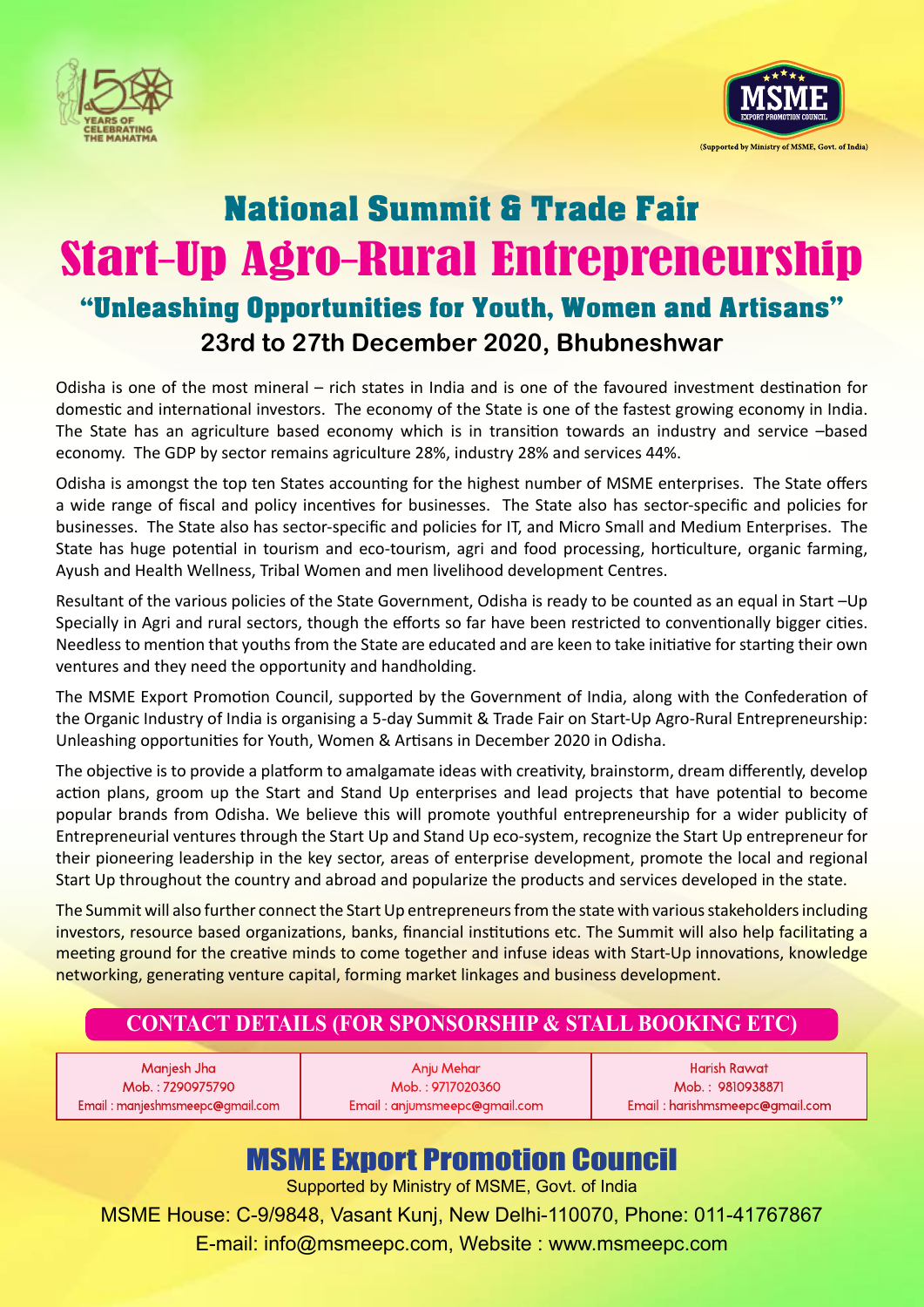(Supported by Ministry of MSME, Govt. of India)

# National Summit & Trade Fair

# Start-Up Agro-Rural Entrepreneurship

## "Unleashing Opportunities for Youth, Women and Artisans"

### 23rd to 27th December 2020, Bhubneshwar

Odisha is one of the most mineral – rich states in India and is one of the favoured investment destination for domestic and international investors. The economy of the State is one of the fastest growing economy in India. The State has an agriculture based economy which is in transition towards an industry and service –based economy. The GDP by sector remains agriculture 28%, industry 28% and services 44%.

Odisha is amongst the top ten States accounting for the highest number of MSME enterprises. The State offers a wide range of fiscal and policy incentives for businesses. The State also has sector-specific and policies for businesses. The State also has sector-specific and policies for IT, and Micro Small and Medium Enterprises. The State has huge potential in tourism and eco-tourism, agri and food processing, horticulture, organic farming, Ayush and Health Wellness, Tribal Women and men livelihood development Centres.

Resultant of the various policies of the State Government, Odisha is ready to be counted as an equal in Start –Up Specially in Agri and rural sectors, though the efforts so far have been restricted to conventionally bigger cities. Needless to mention that youths from the State are educated and are keen to take initiative for starting their own ventures and they need the opportunity and handholding.

The MSME Export Promotion Council, supported by the Government of India, along with the Confederation of the Organic Industry of India is organising a 5-day Summit & Trade Fair on Start-Up Agro-Rural Entrepreneurship: Unleashing opportunities for Youth, Women & Artisans in December 2020 in Odisha.

The objective is to provide a platform to amalgamate ideas with creativity, brainstorm, dream differently, develop action plans, groom up the Start and Stand Up enterprises and lead projects that have potential to become popular brands from Odisha. We believe this will promote youthful entrepreneurship for a wider publicity of Entrepreneurial ventures through the Start Up and Stand Up eco-system, recognize the Start Up entrepreneur for their pioneering leadership in the key sector, areas of enterprise development, promote the local and regional Start Up throughout the country and abroad and popularize the products and services developed in the state.

The Summit will also further connect the Start Up entrepreneurs from the state with various stakeholders including investors, resource based organizations, banks, financial institutions etc. The Summit will also help facilitating a meeting ground for the creative minds to come together and infuse ideas with Start-Up innovations, knowledge networking, generating venture capital, forming market linkages and business development.

## CONTACT DETAILS (FOR SPONSORSHIP & STALL BOOKING ETC)

| Manjesh Jha | Anju Mehar | Harish Rawat |
|---|---|---|
| Mob. : 7290975790 | Mob. : 9717020360 | Mob. : 9810938871 |
| Email : manjeshmsmeepc@gmail.com | Email : anjumsmeepc@gmail.com | Email : harishmsmeepc@gmail.com |

## MSME Export Promotion Council

Supported by Ministry of MSME, Govt. of India

MSME House: C-9/9848, Vasant Kunj, New Delhi-110070, Phone: 011-41767867

E-mail: info@msmeepc.com, Website : www.msmeepc.com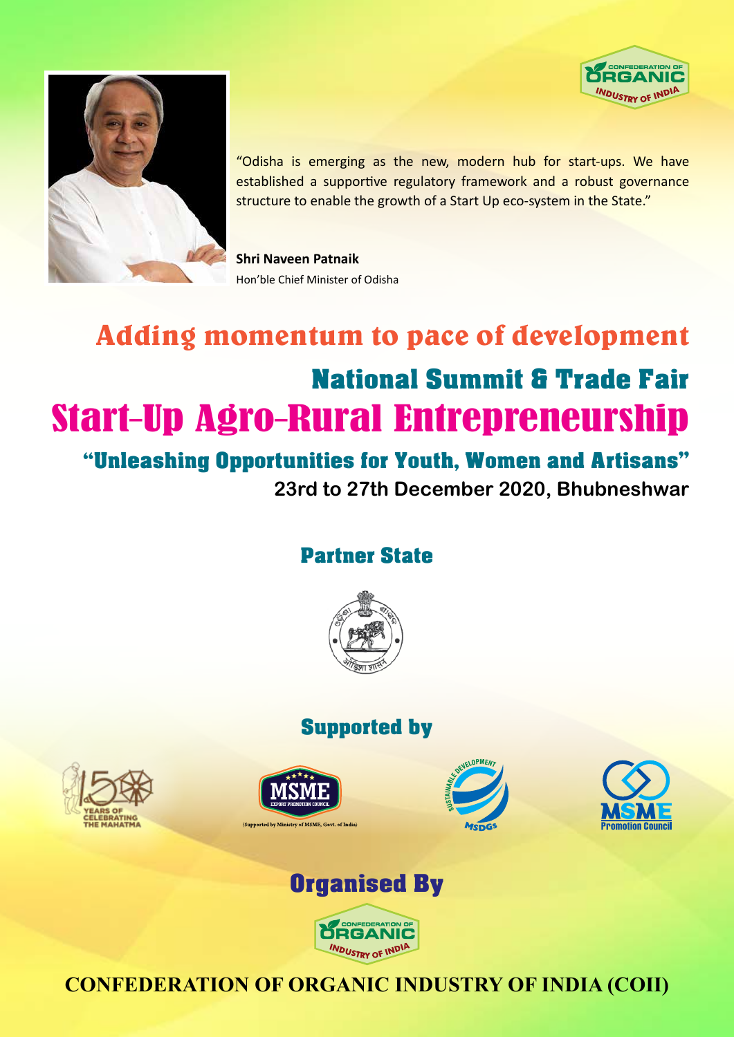"Odisha is emerging as the new, modern hub for start-ups. We have established a supportive regulatory framework and a robust governance structure to enable the growth of a Start Up eco-system in the State."

**Shri Naveen Patnaik**
Hon'ble Chief Minister of Odisha

# Adding momentum to pace of development

## National Summit & Trade Fair

# Start-Up Agro-Rural Entrepreneurship

### "Unleashing Opportunities for Youth, Women and Artisans"

**23rd to 27th December 2020, Bhubneshwar**

### Partner State

### Supported by

(Supported by Ministry of MSME, Govt. of India)

### Organised By

**CONFEDERATION OF ORGANIC INDUSTRY OF INDIA (COII)**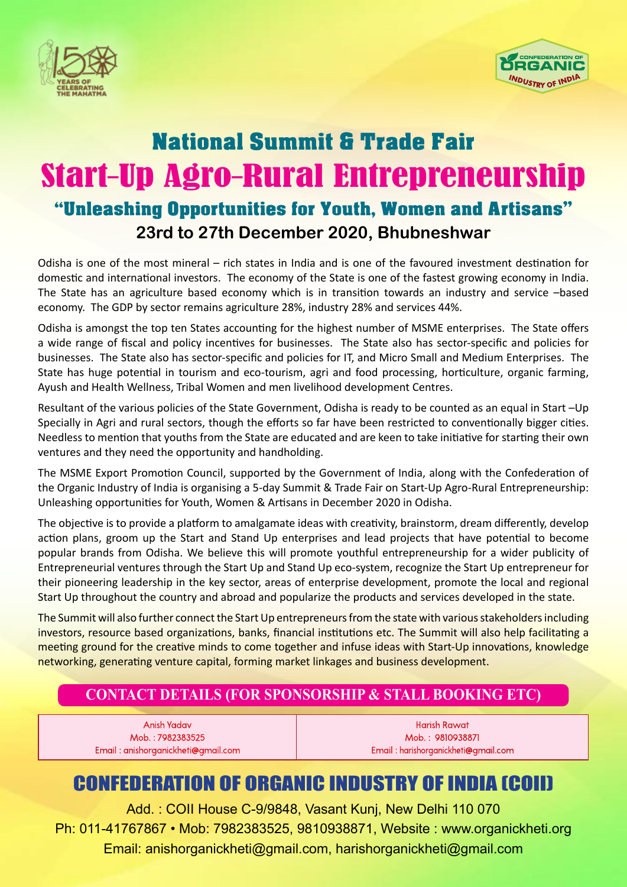150 YEARS OF CELEBRATING THE MAHATMA

CONFEDERATION OF ORGANIC INDUSTRY OF INDIA

# National Summit & Trade Fair

# Start-Up Agro-Rural Entrepreneurship

## "Unleashing Opportunities for Youth, Women and Artisans"

### 23rd to 27th December 2020, Bhubneshwar

Odisha is one of the most mineral – rich states in India and is one of the favoured investment destination for domestic and international investors. The economy of the State is one of the fastest growing economy in India. The State has an agriculture based economy which is in transition towards an industry and service –based economy. The GDP by sector remains agriculture 28%, industry 28% and services 44%.

Odisha is amongst the top ten States accounting for the highest number of MSME enterprises. The State offers a wide range of fiscal and policy incentives for businesses. The State also has sector-specific and policies for businesses. The State also has sector-specific and policies for IT, and Micro Small and Medium Enterprises. The State has huge potential in tourism and eco-tourism, agri and food processing, horticulture, organic farming, Ayush and Health Wellness, Tribal Women and men livelihood development Centres.

Resultant of the various policies of the State Government, Odisha is ready to be counted as an equal in Start –Up Specially in Agri and rural sectors, though the efforts so far have been restricted to conventionally bigger cities. Needless to mention that youths from the State are educated and are keen to take initiative for starting their own ventures and they need the opportunity and handholding.

The MSME Export Promotion Council, supported by the Government of India, along with the Confederation of the Organic Industry of India is organising a 5-day Summit & Trade Fair on Start-Up Agro-Rural Entrepreneurship: Unleashing opportunities for Youth, Women & Artisans in December 2020 in Odisha.

The objective is to provide a platform to amalgamate ideas with creativity, brainstorm, dream differently, develop action plans, groom up the Start and Stand Up enterprises and lead projects that have potential to become popular brands from Odisha. We believe this will promote youthful entrepreneurship for a wider publicity of Entrepreneurial ventures through the Start Up and Stand Up eco-system, recognize the Start Up entrepreneur for their pioneering leadership in the key sector, areas of enterprise development, promote the local and regional Start Up throughout the country and abroad and popularize the products and services developed in the state.

The Summit will also further connect the Start Up entrepreneurs from the state with various stakeholders including investors, resource based organizations, banks, financial institutions etc. The Summit will also help facilitating a meeting ground for the creative minds to come together and infuse ideas with Start-Up innovations, knowledge networking, generating venture capital, forming market linkages and business development.

## CONTACT DETAILS (FOR SPONSORSHIP & STALL BOOKING ETC)

| | |
|---|---|
| Anish Yadav<br>Mob. : 7982383525<br>Email : anishorganickheti@gmail.com | Harish Rawat<br>Mob. : 9810938871<br>Email : harishorganickheti@gmail.com |

## CONFEDERATION OF ORGANIC INDUSTRY OF INDIA (COII)

Add. : COII House C-9/9848, Vasant Kunj, New Delhi 110 070

Ph: 011-41767867 • Mob: 7982383525, 9810938871, Website : www.organickheti.org

Email: anishorganickheti@gmail.com, harishorganickheti@gmail.com